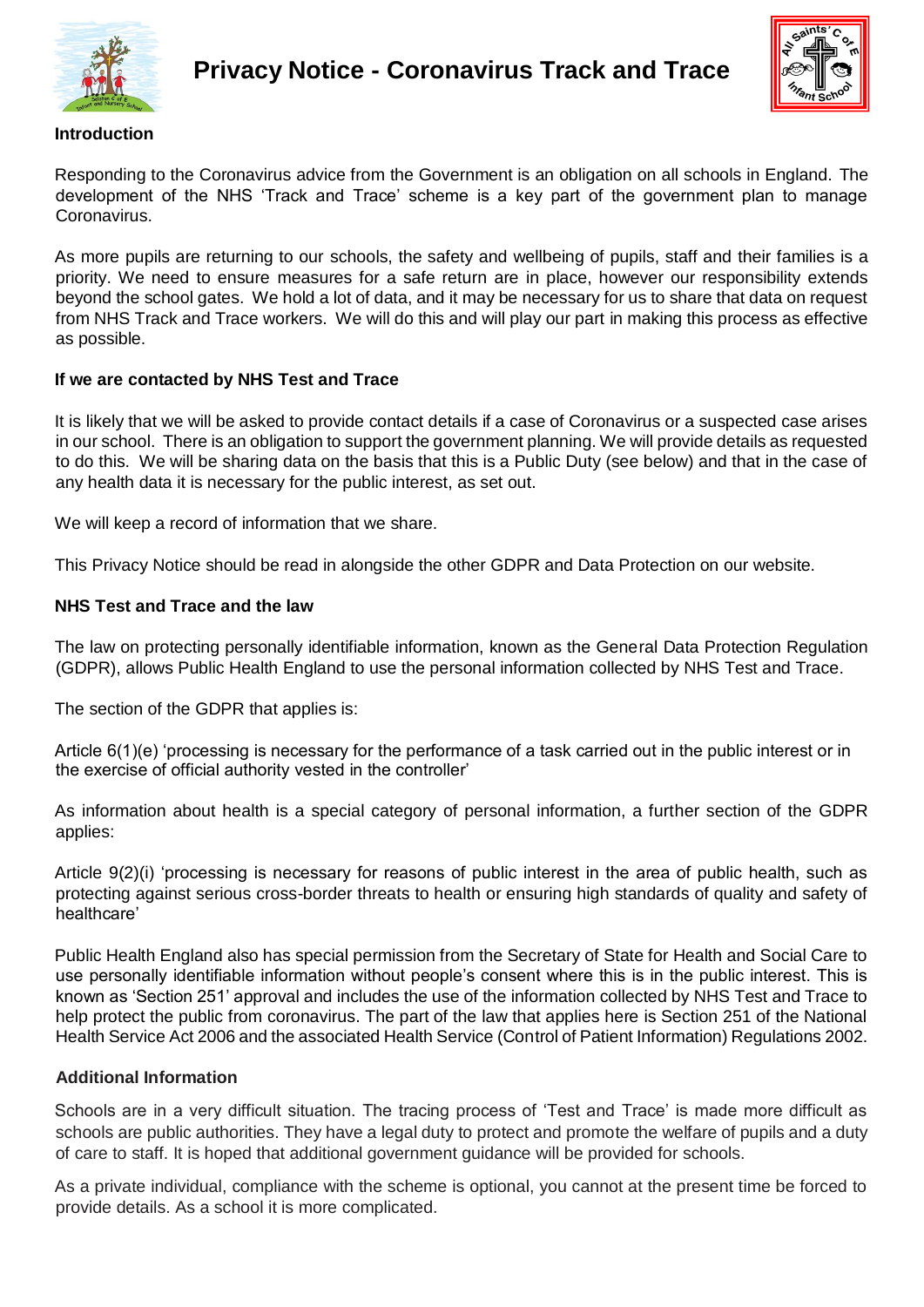# Privacy Notice - Coronavirus Track and Trace

**Introduction**

Responding to the Coronavirus advice from the Government is an obligation on all schools in England. The development of the NHS 'Track and Trace' scheme is a key part of the government plan to manage Coronavirus.

As more pupils are returning to our schools, the safety and wellbeing of pupils, staff and their families is a priority. We need to ensure measures for a safe return are in place, however our responsibility extends beyond the school gates. We hold a lot of data, and it may be necessary for us to share that data on request from NHS Track and Trace workers. We will do this and will play our part in making this process as effective as possible.

**If we are contacted by NHS Test and Trace**

It is likely that we will be asked to provide contact details if a case of Coronavirus or a suspected case arises in our school. There is an obligation to support the government planning. We will provide details as requested to do this. We will be sharing data on the basis that this is a Public Duty (see below) and that in the case of any health data it is necessary for the public interest, as set out.

We will keep a record of information that we share.

This Privacy Notice should be read in alongside the other GDPR and Data Protection on our website.

**NHS Test and Trace and the law**

The law on protecting personally identifiable information, known as the General Data Protection Regulation (GDPR), allows Public Health England to use the personal information collected by NHS Test and Trace.

The section of the GDPR that applies is:

Article 6(1)(e) 'processing is necessary for the performance of a task carried out in the public interest or in the exercise of official authority vested in the controller'

As information about health is a special category of personal information, a further section of the GDPR applies:

Article 9(2)(i) 'processing is necessary for reasons of public interest in the area of public health, such as protecting against serious cross-border threats to health or ensuring high standards of quality and safety of healthcare'

Public Health England also has special permission from the Secretary of State for Health and Social Care to use personally identifiable information without people's consent where this is in the public interest. This is known as 'Section 251' approval and includes the use of the information collected by NHS Test and Trace to help protect the public from coronavirus. The part of the law that applies here is Section 251 of the National Health Service Act 2006 and the associated Health Service (Control of Patient Information) Regulations 2002.

**Additional Information**

Schools are in a very difficult situation. The tracing process of 'Test and Trace' is made more difficult as schools are public authorities. They have a legal duty to protect and promote the welfare of pupils and a duty of care to staff. It is hoped that additional government guidance will be provided for schools.

As a private individual, compliance with the scheme is optional, you cannot at the present time be forced to provide details. As a school it is more complicated.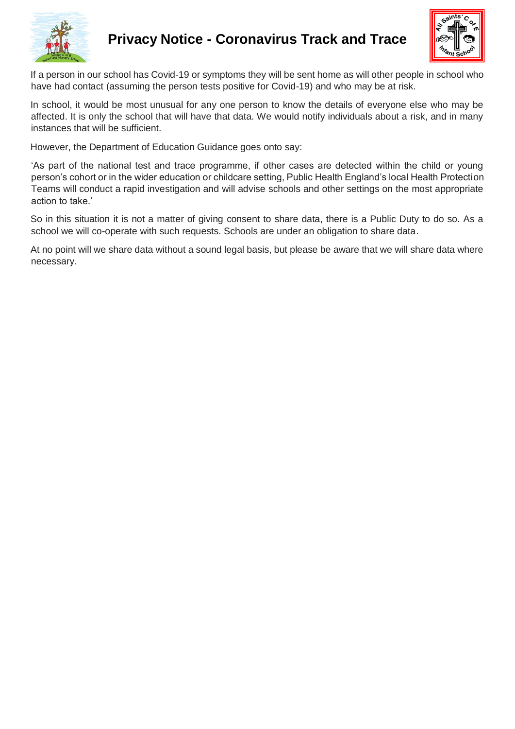# Privacy Notice - Coronavirus Track and Trace

If a person in our school has Covid-19 or symptoms they will be sent home as will other people in school who have had contact (assuming the person tests positive for Covid-19) and who may be at risk.

In school, it would be most unusual for any one person to know the details of everyone else who may be affected. It is only the school that will have that data. We would notify individuals about a risk, and in many instances that will be sufficient.

However, the Department of Education Guidance goes onto say:

'As part of the national test and trace programme, if other cases are detected within the child or young person's cohort or in the wider education or childcare setting, Public Health England's local Health Protection Teams will conduct a rapid investigation and will advise schools and other settings on the most appropriate action to take.'

So in this situation it is not a matter of giving consent to share data, there is a Public Duty to do so. As a school we will co-operate with such requests. Schools are under an obligation to share data.

At no point will we share data without a sound legal basis, but please be aware that we will share data where necessary.